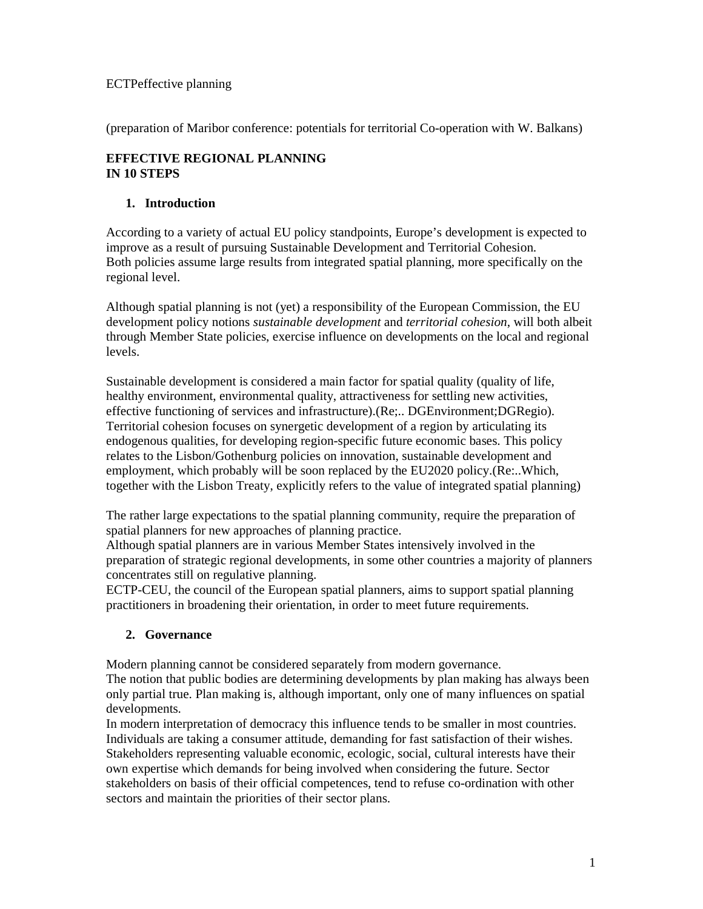ECTPeffective planning

(preparation of Maribor conference: potentials for territorial Co-operation with W. Balkans)

**EFFECTIVE REGIONAL PLANNING**
**IN 10 STEPS**

## 1. Introduction

According to a variety of actual EU policy standpoints, Europe's development is expected to improve as a result of pursuing Sustainable Development and Territorial Cohesion.
Both policies assume large results from integrated spatial planning, more specifically on the regional level.

Although spatial planning is not (yet) a responsibility of the European Commission, the EU development policy notions *sustainable development* and *territorial cohesion*, will both albeit through Member State policies, exercise influence on developments on the local and regional levels.

Sustainable development is considered a main factor for spatial quality (quality of life, healthy environment, environmental quality, attractiveness for settling new activities, effective functioning of services and infrastructure).(Re;.. DGEnvironment;DGRegio).
Territorial cohesion focuses on synergetic development of a region by articulating its endogenous qualities, for developing region-specific future economic bases. This policy relates to the Lisbon/Gothenburg policies on innovation, sustainable development and employment, which probably will be soon replaced by the EU2020 policy.(Re:..Which, together with the Lisbon Treaty, explicitly refers to the value of integrated spatial planning)

The rather large expectations to the spatial planning community, require the preparation of spatial planners for new approaches of planning practice.
Although spatial planners are in various Member States intensively involved in the preparation of strategic regional developments, in some other countries a majority of planners concentrates still on regulative planning.
ECTP-CEU, the council of the European spatial planners, aims to support spatial planning practitioners in broadening their orientation, in order to meet future requirements.

## 2. Governance

Modern planning cannot be considered separately from modern governance.
The notion that public bodies are determining developments by plan making has always been only partial true. Plan making is, although important, only one of many influences on spatial developments.
In modern interpretation of democracy this influence tends to be smaller in most countries. Individuals are taking a consumer attitude, demanding for fast satisfaction of their wishes. Stakeholders representing valuable economic, ecologic, social, cultural interests have their own expertise which demands for being involved when considering the future. Sector stakeholders on basis of their official competences, tend to refuse co-ordination with other sectors and maintain the priorities of their sector plans.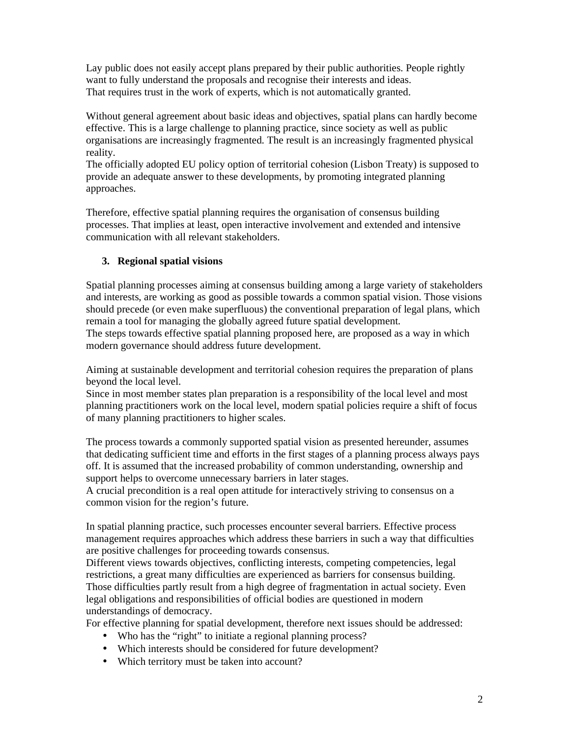Lay public does not easily accept plans prepared by their public authorities. People rightly want to fully understand the proposals and recognise their interests and ideas.
That requires trust in the work of experts, which is not automatically granted.

Without general agreement about basic ideas and objectives, spatial plans can hardly become effective. This is a large challenge to planning practice, since society as well as public organisations are increasingly fragmented. The result is an increasingly fragmented physical reality.
The officially adopted EU policy option of territorial cohesion (Lisbon Treaty) is supposed to provide an adequate answer to these developments, by promoting integrated planning approaches.

Therefore, effective spatial planning requires the organisation of consensus building processes. That implies at least, open interactive involvement and extended and intensive communication with all relevant stakeholders.

## 3. Regional spatial visions

Spatial planning processes aiming at consensus building among a large variety of stakeholders and interests, are working as good as possible towards a common spatial vision. Those visions should precede (or even make superfluous) the conventional preparation of legal plans, which remain a tool for managing the globally agreed future spatial development.
The steps towards effective spatial planning proposed here, are proposed as a way in which modern governance should address future development.

Aiming at sustainable development and territorial cohesion requires the preparation of plans beyond the local level.
Since in most member states plan preparation is a responsibility of the local level and most planning practitioners work on the local level, modern spatial policies require a shift of focus of many planning practitioners to higher scales.

The process towards a commonly supported spatial vision as presented hereunder, assumes that dedicating sufficient time and efforts in the first stages of a planning process always pays off. It is assumed that the increased probability of common understanding, ownership and support helps to overcome unnecessary barriers in later stages.
A crucial precondition is a real open attitude for interactively striving to consensus on a common vision for the region's future.

In spatial planning practice, such processes encounter several barriers. Effective process management requires approaches which address these barriers in such a way that difficulties are positive challenges for proceeding towards consensus.
Different views towards objectives, conflicting interests, competing competencies, legal restrictions, a great many difficulties are experienced as barriers for consensus building. Those difficulties partly result from a high degree of fragmentation in actual society. Even legal obligations and responsibilities of official bodies are questioned in modern understandings of democracy.
For effective planning for spatial development, therefore next issues should be addressed:

- Who has the "right" to initiate a regional planning process?
- Which interests should be considered for future development?
- Which territory must be taken into account?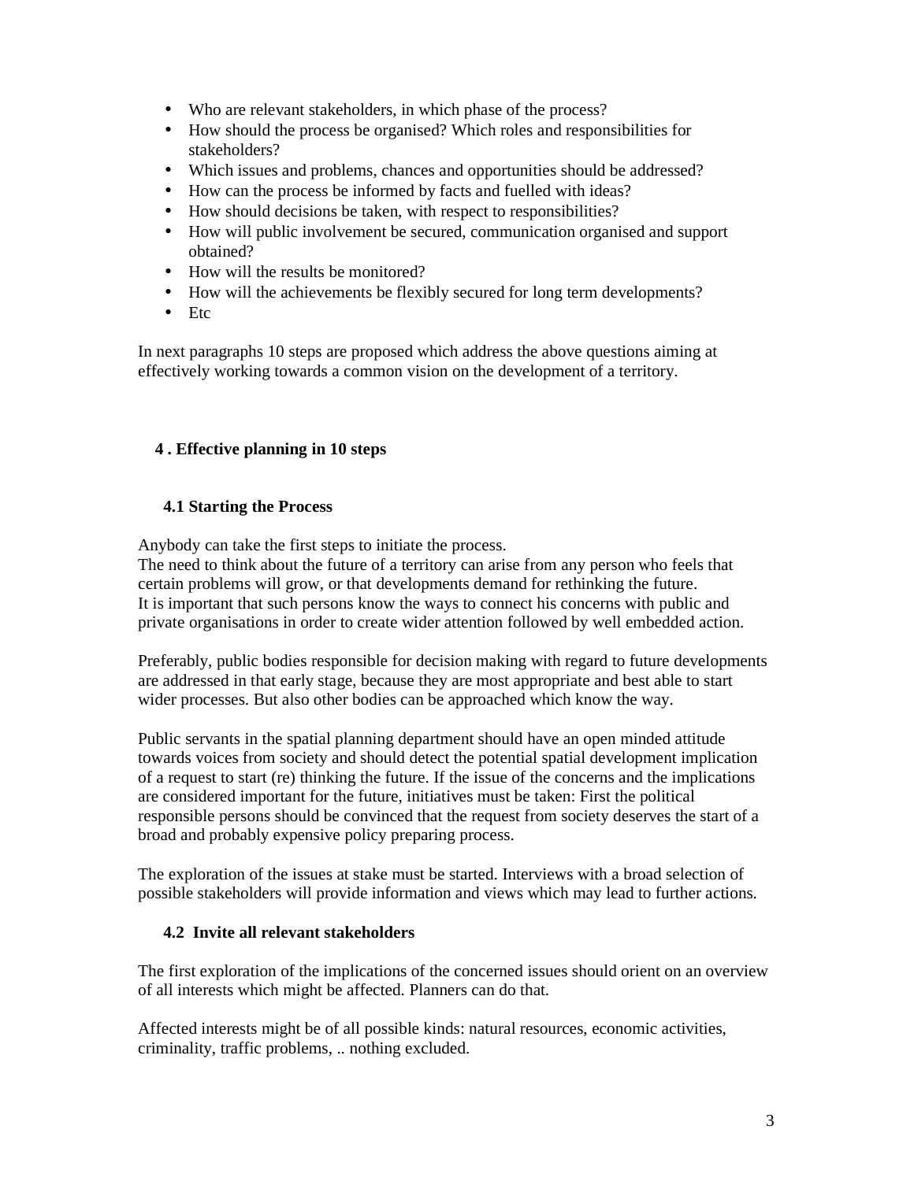- Who are relevant stakeholders, in which phase of the process?
- How should the process be organised? Which roles and responsibilities for stakeholders?
- Which issues and problems, chances and opportunities should be addressed?
- How can the process be informed by facts and fuelled with ideas?
- How should decisions be taken, with respect to responsibilities?
- How will public involvement be secured, communication organised and support obtained?
- How will the results be monitored?
- How will the achievements be flexibly secured for long term developments?
- Etc

In next paragraphs 10 steps are proposed which address the above questions aiming at effectively working towards a common vision on the development of a territory.

## 4 . Effective planning in 10 steps

### 4.1 Starting the Process

Anybody can take the first steps to initiate the process.
The need to think about the future of a territory can arise from any person who feels that certain problems will grow, or that developments demand for rethinking the future.
It is important that such persons know the ways to connect his concerns with public and private organisations in order to create wider attention followed by well embedded action.

Preferably, public bodies responsible for decision making with regard to future developments are addressed in that early stage, because they are most appropriate and best able to start wider processes. But also other bodies can be approached which know the way.

Public servants in the spatial planning department should have an open minded attitude towards voices from society and should detect the potential spatial development implication of a request to start (re) thinking the future. If the issue of the concerns and the implications are considered important for the future, initiatives must be taken: First the political responsible persons should be convinced that the request from society deserves the start of a broad and probably expensive policy preparing process.

The exploration of the issues at stake must be started. Interviews with a broad selection of possible stakeholders will provide information and views which may lead to further actions.

### 4.2 Invite all relevant stakeholders

The first exploration of the implications of the concerned issues should orient on an overview of all interests which might be affected. Planners can do that.

Affected interests might be of all possible kinds: natural resources, economic activities, criminality, traffic problems, .. nothing excluded.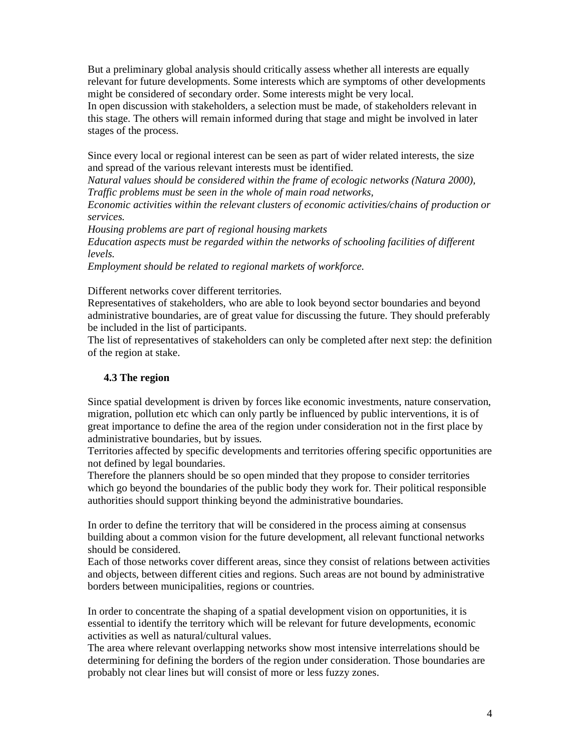But a preliminary global analysis should critically assess whether all interests are equally relevant for future developments. Some interests which are symptoms of other developments might be considered of secondary order. Some interests might be very local.
In open discussion with stakeholders, a selection must be made, of stakeholders relevant in this stage. The others will remain informed during that stage and might be involved in later stages of the process.

Since every local or regional interest can be seen as part of wider related interests, the size and spread of the various relevant interests must be identified.
*Natural values should be considered within the frame of ecologic networks (Natura 2000),*
*Traffic problems must be seen in the whole of main road networks,*
*Economic activities within the relevant clusters of economic activities/chains of production or services.*
*Housing problems are part of regional housing markets*
*Education aspects must be regarded within the networks of schooling facilities of different levels.*
*Employment should be related to regional markets of workforce.*

Different networks cover different territories.
Representatives of stakeholders, who are able to look beyond sector boundaries and beyond administrative boundaries, are of great value for discussing the future. They should preferably be included in the list of participants.
The list of representatives of stakeholders can only be completed after next step: the definition of the region at stake.

### 4.3 The region

Since spatial development is driven by forces like economic investments, nature conservation, migration, pollution etc which can only partly be influenced by public interventions, it is of great importance to define the area of the region under consideration not in the first place by administrative boundaries, but by issues.
Territories affected by specific developments and territories offering specific opportunities are not defined by legal boundaries.
Therefore the planners should be so open minded that they propose to consider territories which go beyond the boundaries of the public body they work for. Their political responsible authorities should support thinking beyond the administrative boundaries.

In order to define the territory that will be considered in the process aiming at consensus building about a common vision for the future development, all relevant functional networks should be considered.
Each of those networks cover different areas, since they consist of relations between activities and objects, between different cities and regions. Such areas are not bound by administrative borders between municipalities, regions or countries.

In order to concentrate the shaping of a spatial development vision on opportunities, it is essential to identify the territory which will be relevant for future developments, economic activities as well as natural/cultural values.
The area where relevant overlapping networks show most intensive interrelations should be determining for defining the borders of the region under consideration. Those boundaries are probably not clear lines but will consist of more or less fuzzy zones.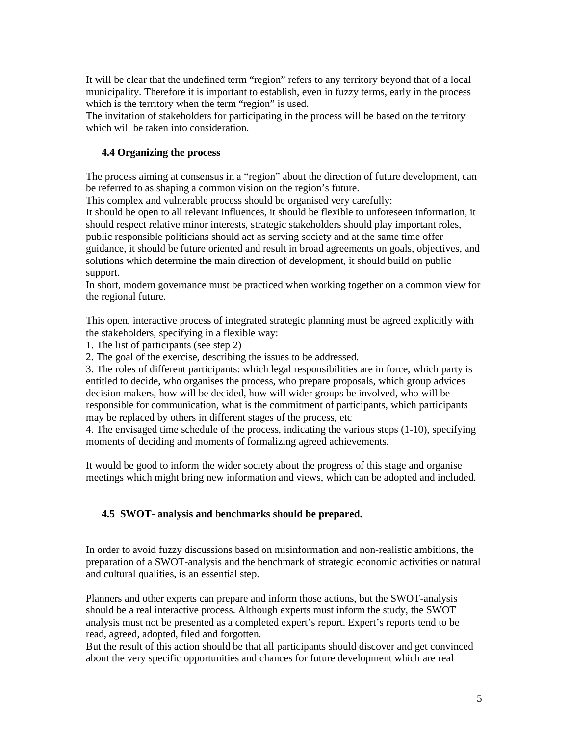It will be clear that the undefined term "region" refers to any territory beyond that of a local municipality. Therefore it is important to establish, even in fuzzy terms, early in the process which is the territory when the term "region" is used.
The invitation of stakeholders for participating in the process will be based on the territory which will be taken into consideration.

### 4.4 Organizing the process

The process aiming at consensus in a "region" about the direction of future development, can be referred to as shaping a common vision on the region's future.
This complex and vulnerable process should be organised very carefully:
It should be open to all relevant influences, it should be flexible to unforeseen information, it should respect relative minor interests, strategic stakeholders should play important roles, public responsible politicians should act as serving society and at the same time offer guidance, it should be future oriented and result in broad agreements on goals, objectives, and solutions which determine the main direction of development, it should build on public support.
In short, modern governance must be practiced when working together on a common view for the regional future.

This open, interactive process of integrated strategic planning must be agreed explicitly with the stakeholders, specifying in a flexible way:

1. The list of participants (see step 2)
2. The goal of the exercise, describing the issues to be addressed.
3. The roles of different participants: which legal responsibilities are in force, which party is entitled to decide, who organises the process, who prepare proposals, which group advices decision makers, how will be decided, how will wider groups be involved, who will be responsible for communication, what is the commitment of participants, which participants may be replaced by others in different stages of the process, etc
4. The envisaged time schedule of the process, indicating the various steps (1-10), specifying moments of deciding and moments of formalizing agreed achievements.

It would be good to inform the wider society about the progress of this stage and organise meetings which might bring new information and views, which can be adopted and included.

### 4.5 SWOT- analysis and benchmarks should be prepared.

In order to avoid fuzzy discussions based on misinformation and non-realistic ambitions, the preparation of a SWOT-analysis and the benchmark of strategic economic activities or natural and cultural qualities, is an essential step.

Planners and other experts can prepare and inform those actions, but the SWOT-analysis should be a real interactive process. Although experts must inform the study, the SWOT analysis must not be presented as a completed expert's report. Expert's reports tend to be read, agreed, adopted, filed and forgotten.
But the result of this action should be that all participants should discover and get convinced about the very specific opportunities and chances for future development which are real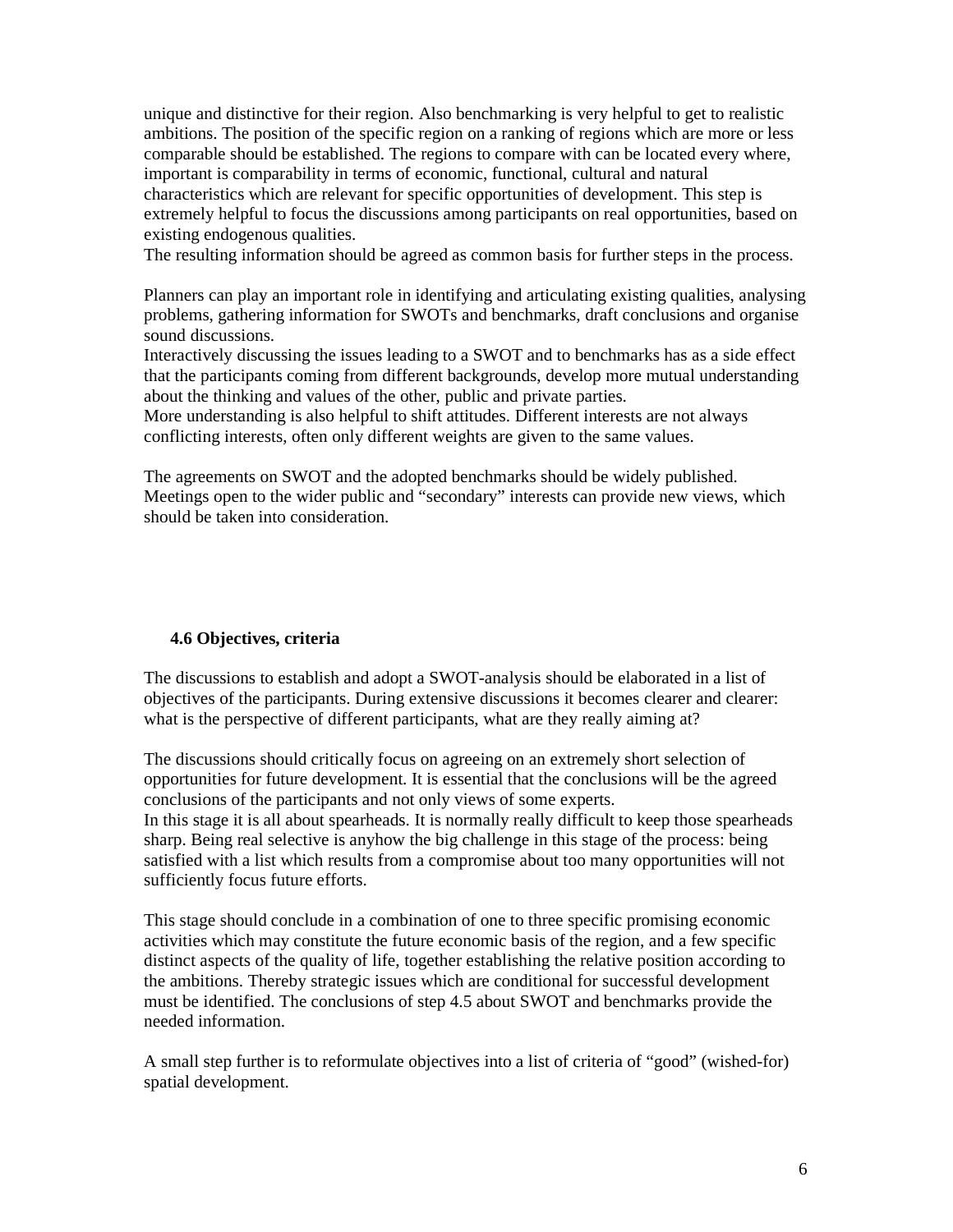unique and distinctive for their region. Also benchmarking is very helpful to get to realistic ambitions. The position of the specific region on a ranking of regions which are more or less comparable should be established. The regions to compare with can be located every where, important is comparability in terms of economic, functional, cultural and natural characteristics which are relevant for specific opportunities of development. This step is extremely helpful to focus the discussions among participants on real opportunities, based on existing endogenous qualities.
The resulting information should be agreed as common basis for further steps in the process.

Planners can play an important role in identifying and articulating existing qualities, analysing problems, gathering information for SWOTs and benchmarks, draft conclusions and organise sound discussions.
Interactively discussing the issues leading to a SWOT and to benchmarks has as a side effect that the participants coming from different backgrounds, develop more mutual understanding about the thinking and values of the other, public and private parties.
More understanding is also helpful to shift attitudes. Different interests are not always conflicting interests, often only different weights are given to the same values.

The agreements on SWOT and the adopted benchmarks should be widely published. Meetings open to the wider public and “secondary” interests can provide new views, which should be taken into consideration.

### 4.6 Objectives, criteria

The discussions to establish and adopt a SWOT-analysis should be elaborated in a list of objectives of the participants. During extensive discussions it becomes clearer and clearer: what is the perspective of different participants, what are they really aiming at?

The discussions should critically focus on agreeing on an extremely short selection of opportunities for future development. It is essential that the conclusions will be the agreed conclusions of the participants and not only views of some experts.
In this stage it is all about spearheads. It is normally really difficult to keep those spearheads sharp. Being real selective is anyhow the big challenge in this stage of the process: being satisfied with a list which results from a compromise about too many opportunities will not sufficiently focus future efforts.

This stage should conclude in a combination of one to three specific promising economic activities which may constitute the future economic basis of the region, and a few specific distinct aspects of the quality of life, together establishing the relative position according to the ambitions. Thereby strategic issues which are conditional for successful development must be identified. The conclusions of step 4.5 about SWOT and benchmarks provide the needed information.

A small step further is to reformulate objectives into a list of criteria of “good” (wished-for) spatial development.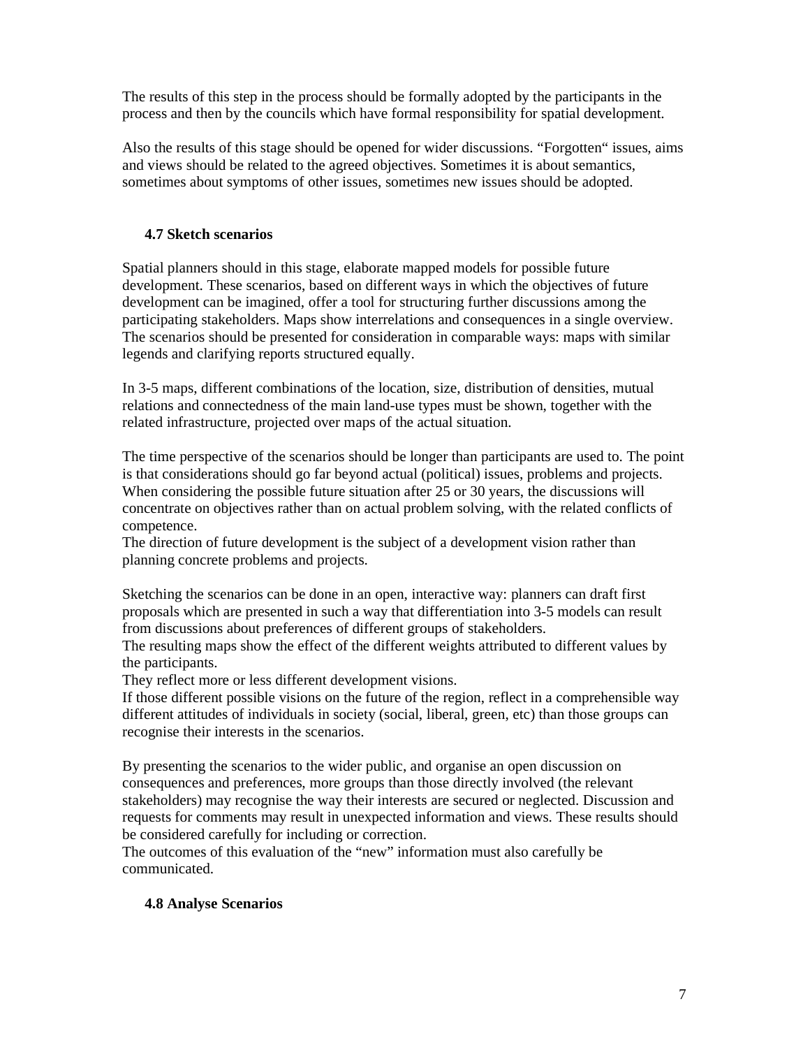The results of this step in the process should be formally adopted by the participants in the process and then by the councils which have formal responsibility for spatial development.

Also the results of this stage should be opened for wider discussions. “Forgotten“ issues, aims and views should be related to the agreed objectives. Sometimes it is about semantics, sometimes about symptoms of other issues, sometimes new issues should be adopted.

### 4.7 Sketch scenarios

Spatial planners should in this stage, elaborate mapped models for possible future development. These scenarios, based on different ways in which the objectives of future development can be imagined, offer a tool for structuring further discussions among the participating stakeholders. Maps show interrelations and consequences in a single overview. The scenarios should be presented for consideration in comparable ways: maps with similar legends and clarifying reports structured equally.

In 3-5 maps, different combinations of the location, size, distribution of densities, mutual relations and connectedness of the main land-use types must be shown, together with the related infrastructure, projected over maps of the actual situation.

The time perspective of the scenarios should be longer than participants are used to. The point is that considerations should go far beyond actual (political) issues, problems and projects. When considering the possible future situation after 25 or 30 years, the discussions will concentrate on objectives rather than on actual problem solving, with the related conflicts of competence.
The direction of future development is the subject of a development vision rather than planning concrete problems and projects.

Sketching the scenarios can be done in an open, interactive way: planners can draft first proposals which are presented in such a way that differentiation into 3-5 models can result from discussions about preferences of different groups of stakeholders.
The resulting maps show the effect of the different weights attributed to different values by the participants.
They reflect more or less different development visions.
If those different possible visions on the future of the region, reflect in a comprehensible way different attitudes of individuals in society (social, liberal, green, etc) than those groups can recognise their interests in the scenarios.

By presenting the scenarios to the wider public, and organise an open discussion on consequences and preferences, more groups than those directly involved (the relevant stakeholders) may recognise the way their interests are secured or neglected. Discussion and requests for comments may result in unexpected information and views. These results should be considered carefully for including or correction.
The outcomes of this evaluation of the “new” information must also carefully be communicated.

### 4.8 Analyse Scenarios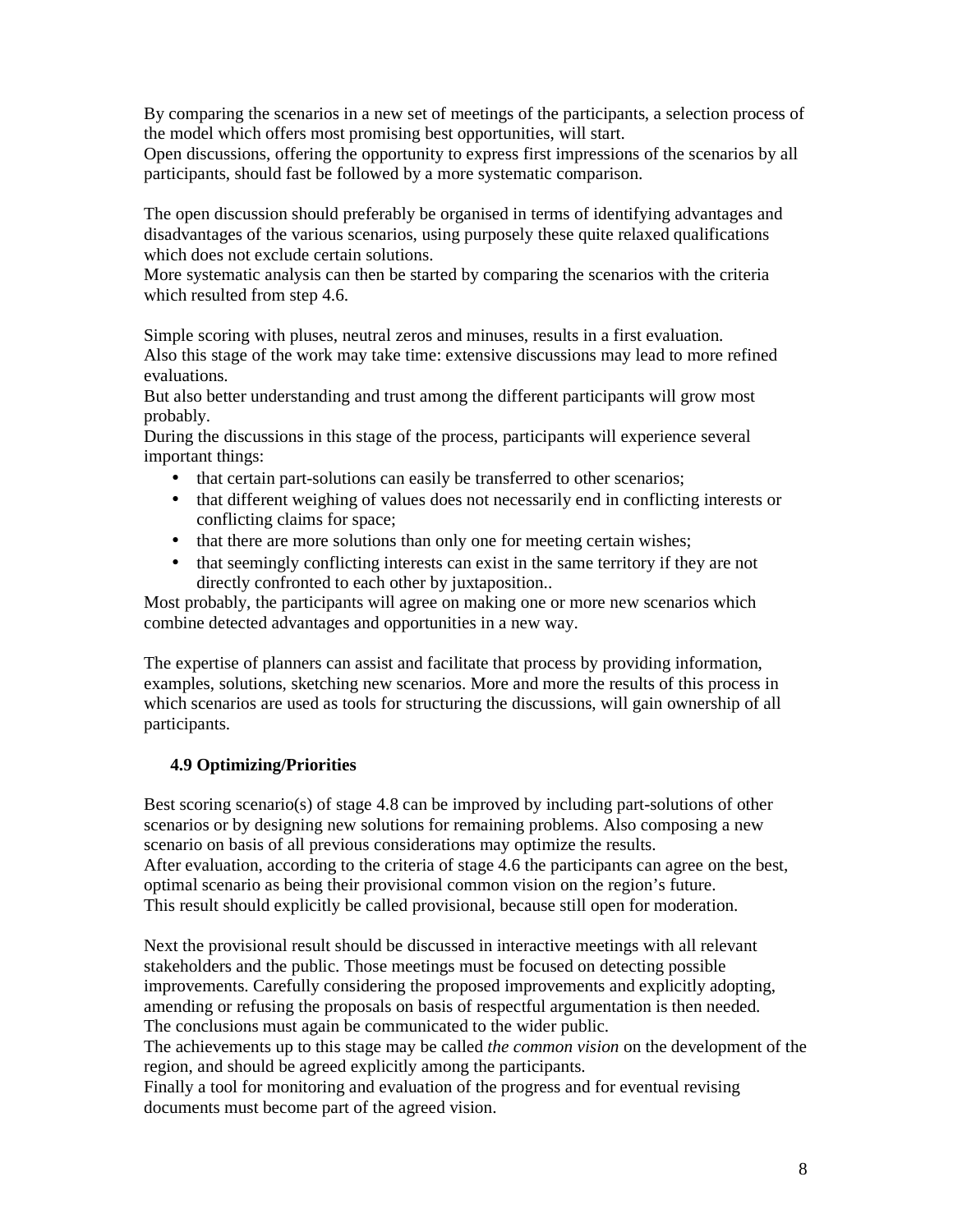By comparing the scenarios in a new set of meetings of the participants, a selection process of the model which offers most promising best opportunities, will start.
Open discussions, offering the opportunity to express first impressions of the scenarios by all participants, should fast be followed by a more systematic comparison.

The open discussion should preferably be organised in terms of identifying advantages and disadvantages of the various scenarios, using purposely these quite relaxed qualifications which does not exclude certain solutions.
More systematic analysis can then be started by comparing the scenarios with the criteria which resulted from step 4.6.

Simple scoring with pluses, neutral zeros and minuses, results in a first evaluation.
Also this stage of the work may take time: extensive discussions may lead to more refined evaluations.
But also better understanding and trust among the different participants will grow most probably.
During the discussions in this stage of the process, participants will experience several important things:

- that certain part-solutions can easily be transferred to other scenarios;
- that different weighing of values does not necessarily end in conflicting interests or conflicting claims for space;
- that there are more solutions than only one for meeting certain wishes;
- that seemingly conflicting interests can exist in the same territory if they are not directly confronted to each other by juxtaposition..

Most probably, the participants will agree on making one or more new scenarios which combine detected advantages and opportunities in a new way.

The expertise of planners can assist and facilitate that process by providing information, examples, solutions, sketching new scenarios. More and more the results of this process in which scenarios are used as tools for structuring the discussions, will gain ownership of all participants.

### 4.9 Optimizing/Priorities

Best scoring scenario(s) of stage 4.8 can be improved by including part-solutions of other scenarios or by designing new solutions for remaining problems. Also composing a new scenario on basis of all previous considerations may optimize the results.
After evaluation, according to the criteria of stage 4.6 the participants can agree on the best, optimal scenario as being their provisional common vision on the region's future.
This result should explicitly be called provisional, because still open for moderation.

Next the provisional result should be discussed in interactive meetings with all relevant stakeholders and the public. Those meetings must be focused on detecting possible improvements. Carefully considering the proposed improvements and explicitly adopting, amending or refusing the proposals on basis of respectful argumentation is then needed.
The conclusions must again be communicated to the wider public.
The achievements up to this stage may be called *the common vision* on the development of the region, and should be agreed explicitly among the participants.
Finally a tool for monitoring and evaluation of the progress and for eventual revising documents must become part of the agreed vision.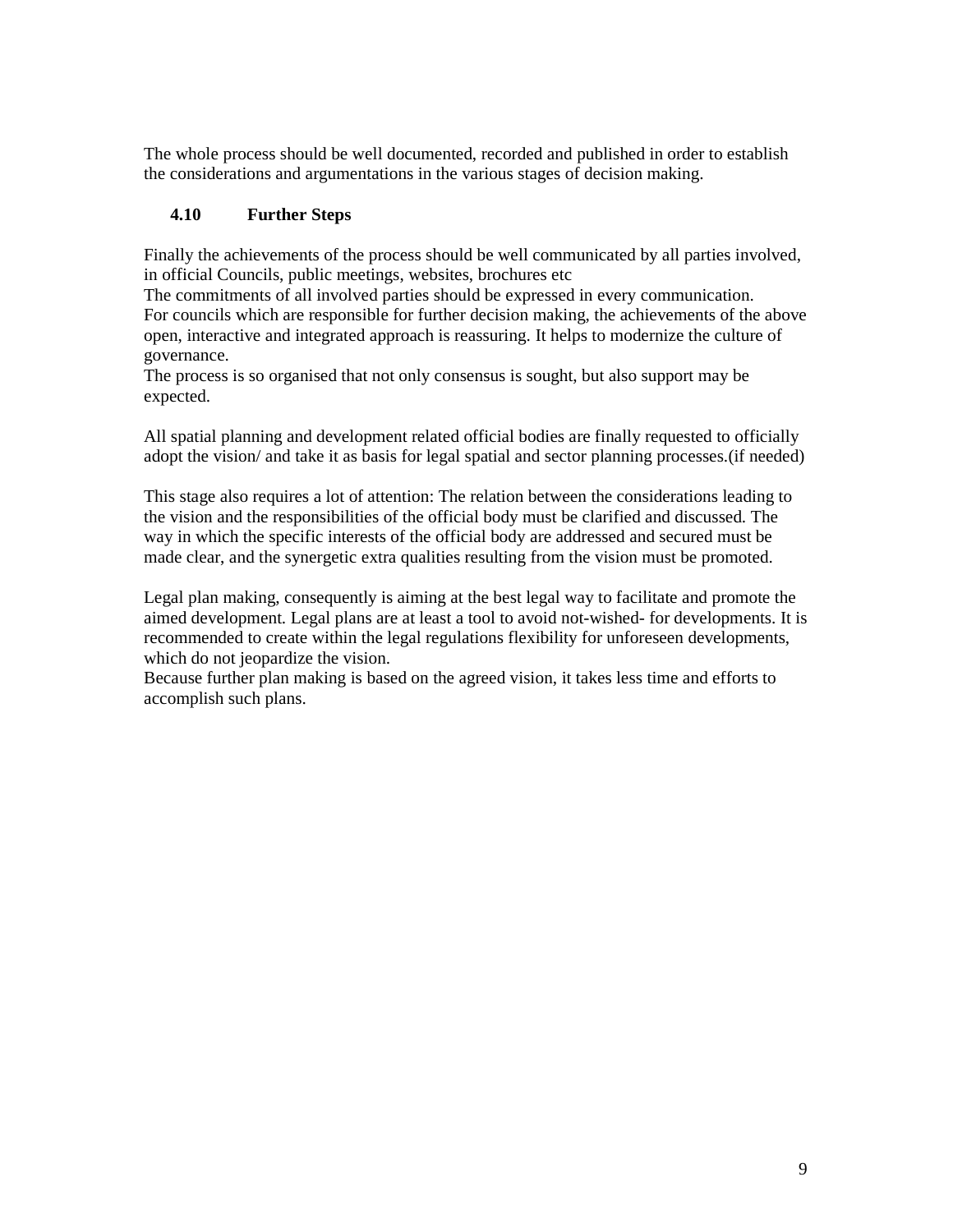The whole process should be well documented, recorded and published in order to establish the considerations and argumentations in the various stages of decision making.

### 4.10 Further Steps

Finally the achievements of the process should be well communicated by all parties involved, in official Councils, public meetings, websites, brochures etc
The commitments of all involved parties should be expressed in every communication.
For councils which are responsible for further decision making, the achievements of the above open, interactive and integrated approach is reassuring. It helps to modernize the culture of governance.
The process is so organised that not only consensus is sought, but also support may be expected.

All spatial planning and development related official bodies are finally requested to officially adopt the vision/ and take it as basis for legal spatial and sector planning processes.(if needed)

This stage also requires a lot of attention: The relation between the considerations leading to the vision and the responsibilities of the official body must be clarified and discussed. The way in which the specific interests of the official body are addressed and secured must be made clear, and the synergetic extra qualities resulting from the vision must be promoted.

Legal plan making, consequently is aiming at the best legal way to facilitate and promote the aimed development. Legal plans are at least a tool to avoid not-wished- for developments. It is recommended to create within the legal regulations flexibility for unforeseen developments, which do not jeopardize the vision.
Because further plan making is based on the agreed vision, it takes less time and efforts to accomplish such plans.